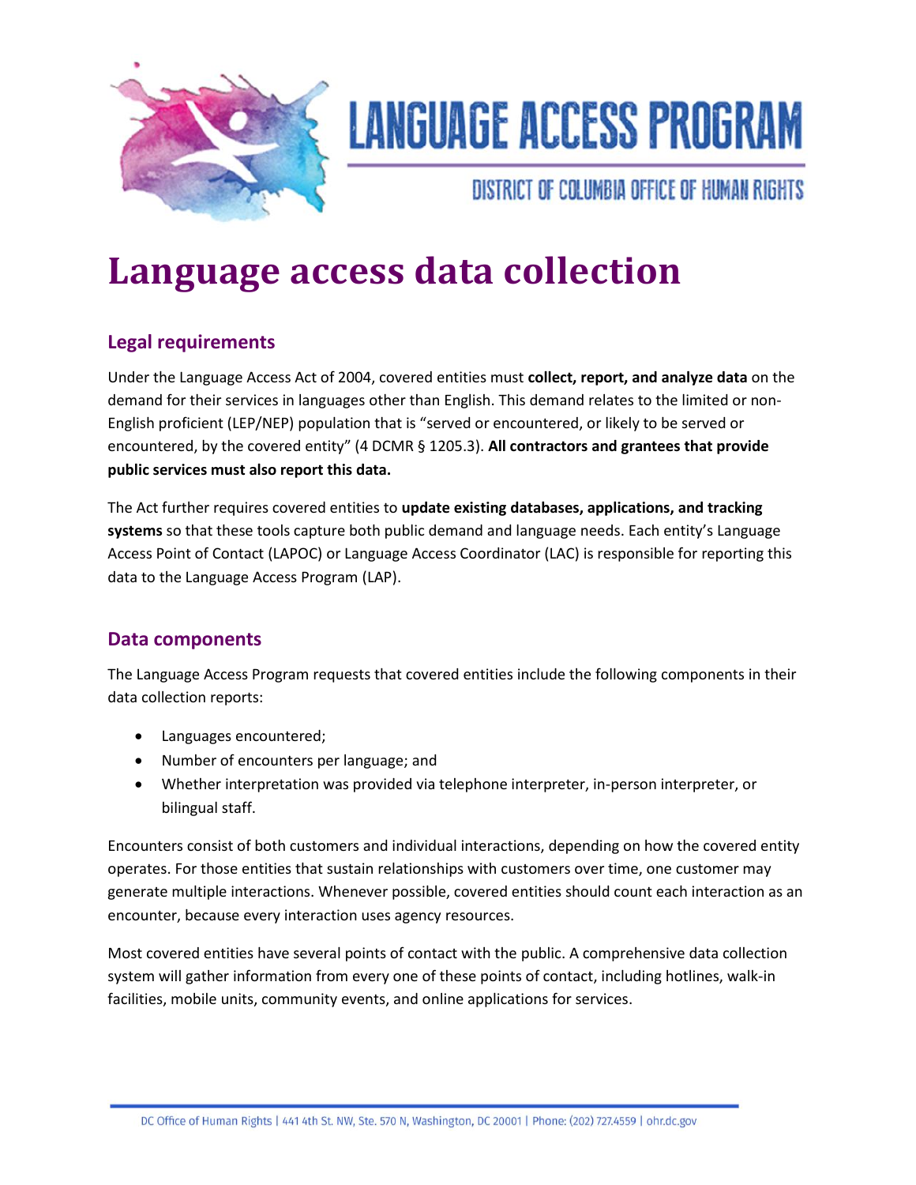LANGUAGE ACCESS PROGRAM

DISTRICT OF COLUMBIA OFFICE OF HUMAN RIGHTS

# Language access data collection

## Legal requirements

Under the Language Access Act of 2004, covered entities must **collect, report, and analyze data** on the demand for their services in languages other than English. This demand relates to the limited or non-English proficient (LEP/NEP) population that is "served or encountered, or likely to be served or encountered, by the covered entity" (4 DCMR § 1205.3). **All contractors and grantees that provide public services must also report this data.**

The Act further requires covered entities to **update existing databases, applications, and tracking systems** so that these tools capture both public demand and language needs. Each entity's Language Access Point of Contact (LAPOC) or Language Access Coordinator (LAC) is responsible for reporting this data to the Language Access Program (LAP).

## Data components

The Language Access Program requests that covered entities include the following components in their data collection reports:

- Languages encountered;
- Number of encounters per language; and
- Whether interpretation was provided via telephone interpreter, in-person interpreter, or bilingual staff.

Encounters consist of both customers and individual interactions, depending on how the covered entity operates. For those entities that sustain relationships with customers over time, one customer may generate multiple interactions. Whenever possible, covered entities should count each interaction as an encounter, because every interaction uses agency resources.

Most covered entities have several points of contact with the public. A comprehensive data collection system will gather information from every one of these points of contact, including hotlines, walk-in facilities, mobile units, community events, and online applications for services.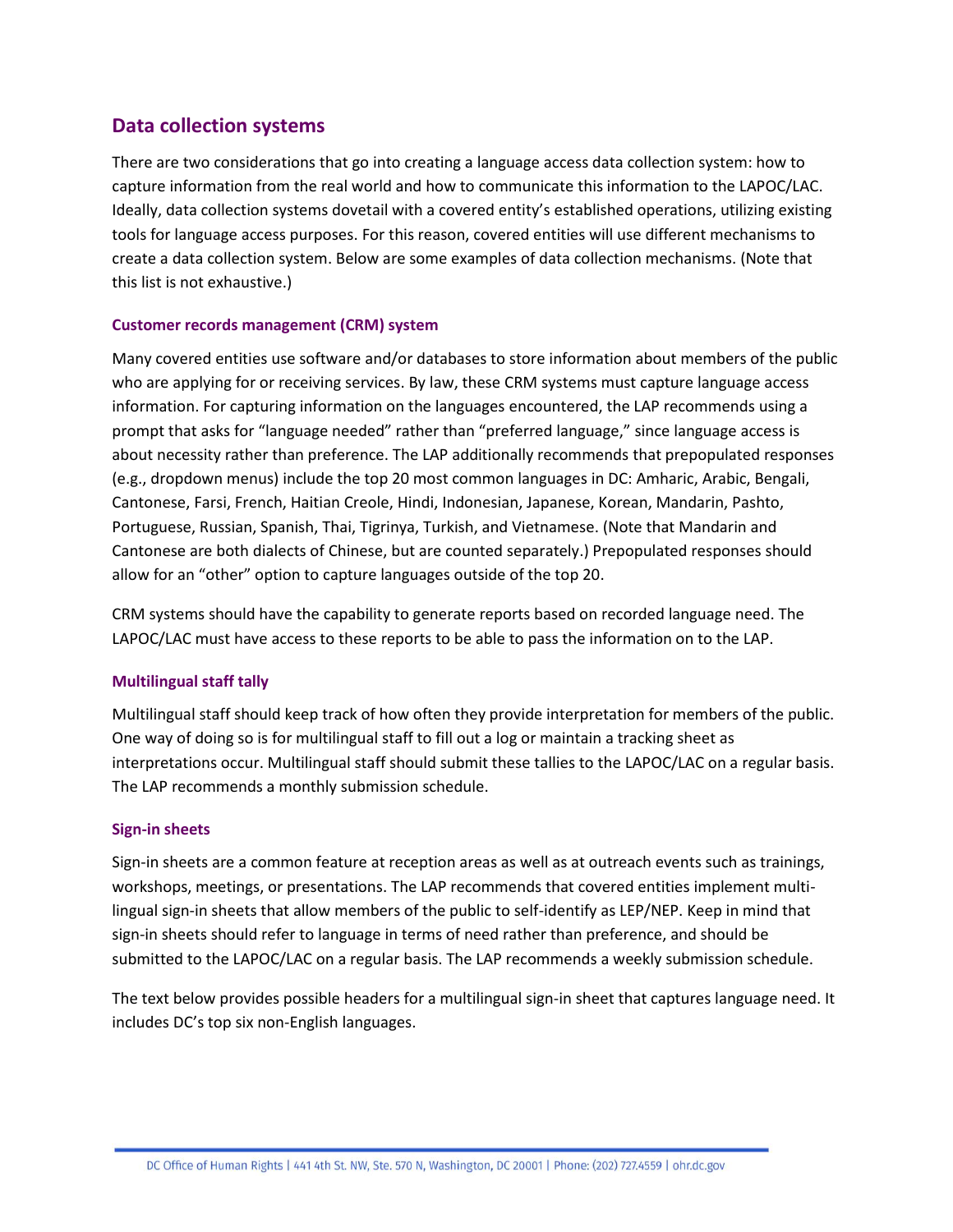## Data collection systems

There are two considerations that go into creating a language access data collection system: how to capture information from the real world and how to communicate this information to the LAPOC/LAC. Ideally, data collection systems dovetail with a covered entity's established operations, utilizing existing tools for language access purposes. For this reason, covered entities will use different mechanisms to create a data collection system. Below are some examples of data collection mechanisms. (Note that this list is not exhaustive.)

### Customer records management (CRM) system

Many covered entities use software and/or databases to store information about members of the public who are applying for or receiving services. By law, these CRM systems must capture language access information. For capturing information on the languages encountered, the LAP recommends using a prompt that asks for "language needed" rather than "preferred language," since language access is about necessity rather than preference. The LAP additionally recommends that prepopulated responses (e.g., dropdown menus) include the top 20 most common languages in DC: Amharic, Arabic, Bengali, Cantonese, Farsi, French, Haitian Creole, Hindi, Indonesian, Japanese, Korean, Mandarin, Pashto, Portuguese, Russian, Spanish, Thai, Tigrinya, Turkish, and Vietnamese. (Note that Mandarin and Cantonese are both dialects of Chinese, but are counted separately.) Prepopulated responses should allow for an "other" option to capture languages outside of the top 20.

CRM systems should have the capability to generate reports based on recorded language need. The LAPOC/LAC must have access to these reports to be able to pass the information on to the LAP.

### Multilingual staff tally

Multilingual staff should keep track of how often they provide interpretation for members of the public. One way of doing so is for multilingual staff to fill out a log or maintain a tracking sheet as interpretations occur. Multilingual staff should submit these tallies to the LAPOC/LAC on a regular basis. The LAP recommends a monthly submission schedule.

### Sign-in sheets

Sign-in sheets are a common feature at reception areas as well as at outreach events such as trainings, workshops, meetings, or presentations. The LAP recommends that covered entities implement multi-lingual sign-in sheets that allow members of the public to self-identify as LEP/NEP. Keep in mind that sign-in sheets should refer to language in terms of need rather than preference, and should be submitted to the LAPOC/LAC on a regular basis. The LAP recommends a weekly submission schedule.

The text below provides possible headers for a multilingual sign-in sheet that captures language need. It includes DC's top six non-English languages.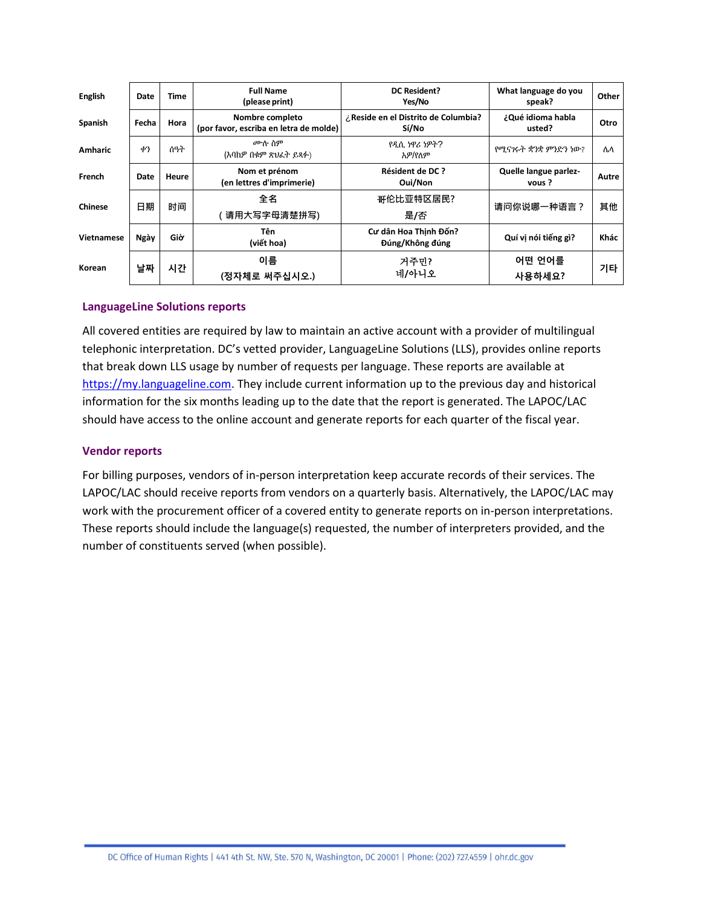| English | Date | Time | Full Name (please print) | DC Resident? Yes/No | What language do you speak? | Other |
|---|---|---|---|---|---|---|
| Spanish | Fecha | Hora | Nombre completo (por favor, escriba en letra de molde) | ¿Reside en el Distrito de Columbia? Sí/No | ¿Qué idioma habla usted? | Otro |
| Amharic | ቀን | ሰዓት | ሙሉ ስም (እባክዎ በቁም ጽሁፊት ይጻፉ) | የዲሲ ነዋሪ ነዎት? አዎ/የለም | የሚናገሩት ቋንቋ ምንድን ነው? | ሌላ |
| French | Date | Heure | Nom et prénom (en lettres d'imprimerie) | Résident de DC ? Oui/Non | Quelle langue parlez-vous ? | Autre |
| Chinese | 日期 | 时间 | 全名 （请用大写字母清楚拼写） | 哥伦比亚特区居民? 是/否 | 请问你说哪一种语言？ | 其他 |
| Vietnamese | Ngày | Giờ | Tên (viết hoa) | Cư dân Hoa Thịnh Đốn? Đúng/Không đúng | Quí vị nói tiếng gì? | Khác |
| Korean | 날짜 | 시간 | 이름 (정자체로 써주십시오.) | 거주민? 네/아니오 | 어떤 언어를 사용하세요? | 기타 |

### LanguageLine Solutions reports

All covered entities are required by law to maintain an active account with a provider of multilingual telephonic interpretation. DC's vetted provider, LanguageLine Solutions (LLS), provides online reports that break down LLS usage by number of requests per language. These reports are available at https://my.languageline.com. They include current information up to the previous day and historical information for the six months leading up to the date that the report is generated. The LAPOC/LAC should have access to the online account and generate reports for each quarter of the fiscal year.

### Vendor reports

For billing purposes, vendors of in-person interpretation keep accurate records of their services. The LAPOC/LAC should receive reports from vendors on a quarterly basis. Alternatively, the LAPOC/LAC may work with the procurement officer of a covered entity to generate reports on in-person interpretations. These reports should include the language(s) requested, the number of interpreters provided, and the number of constituents served (when possible).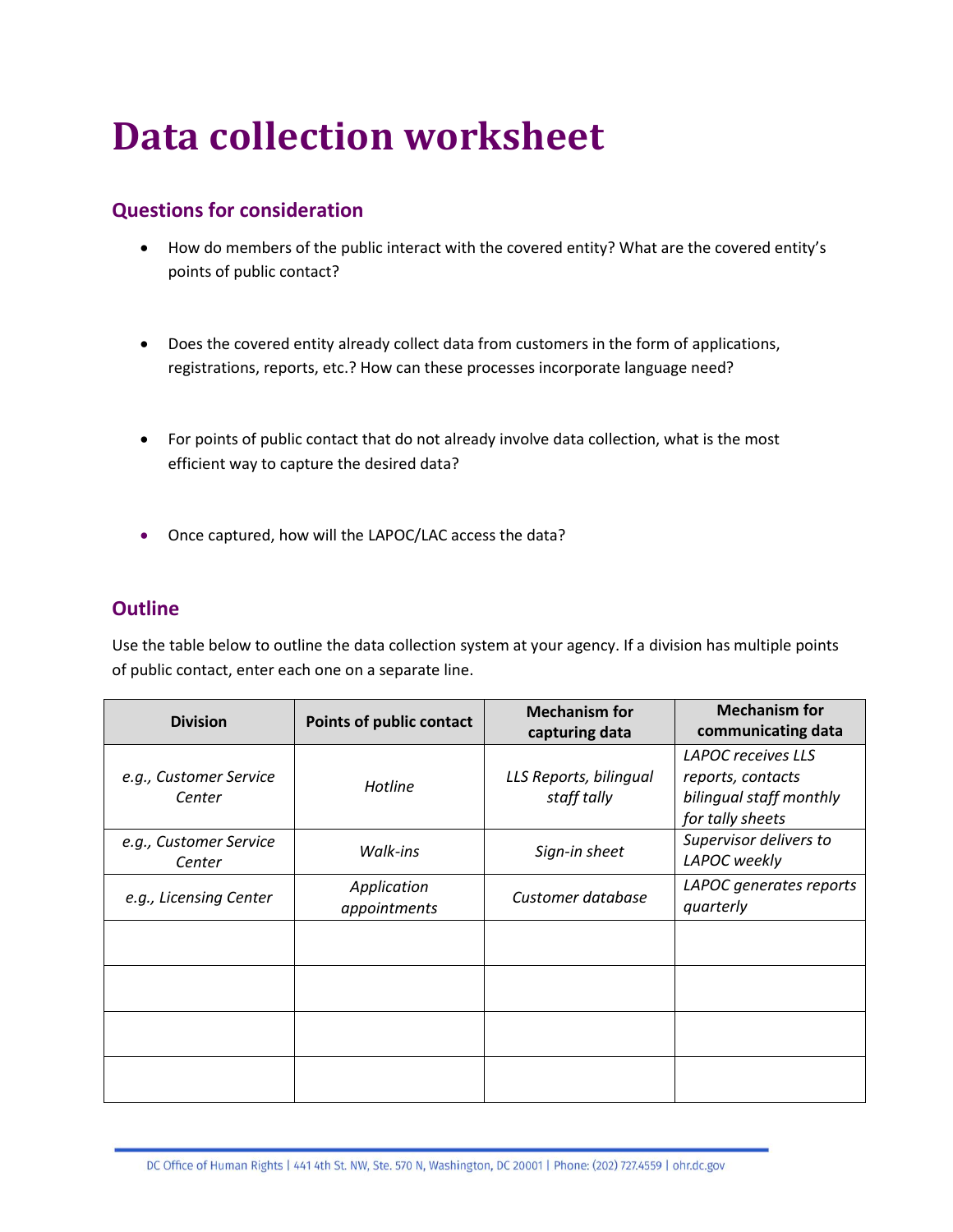# Data collection worksheet

## Questions for consideration

- How do members of the public interact with the covered entity? What are the covered entity's points of public contact?
- Does the covered entity already collect data from customers in the form of applications, registrations, reports, etc.? How can these processes incorporate language need?
- For points of public contact that do not already involve data collection, what is the most efficient way to capture the desired data?
- Once captured, how will the LAPOC/LAC access the data?

## Outline

Use the table below to outline the data collection system at your agency. If a division has multiple points of public contact, enter each one on a separate line.

| Division | Points of public contact | Mechanism for capturing data | Mechanism for communicating data |
|---|---|---|---|
| *e.g., Customer Service Center* | *Hotline* | *LLS Reports, bilingual staff tally* | *LAPOC receives LLS reports, contacts bilingual staff monthly for tally sheets* |
| *e.g., Customer Service Center* | *Walk-ins* | *Sign-in sheet* | *Supervisor delivers to LAPOC weekly* |
| *e.g., Licensing Center* | *Application appointments* | *Customer database* | *LAPOC generates reports quarterly* |
| | | | |
| | | | |
| | | | |
| | | | |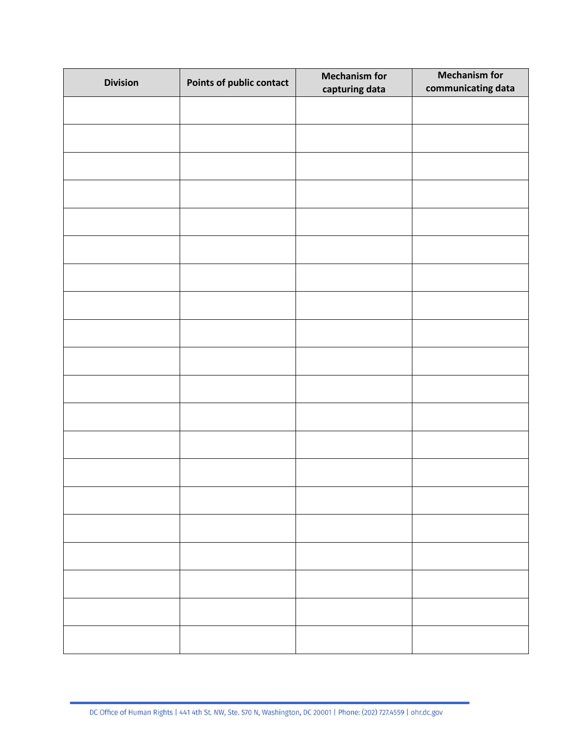| Division | Points of public contact | Mechanism for capturing data | Mechanism for communicating data |
|---|---|---|---|
| | | | |
| | | | |
| | | | |
| | | | |
| | | | |
| | | | |
| | | | |
| | | | |
| | | | |
| | | | |
| | | | |
| | | | |
| | | | |
| | | | |
| | | | |
| | | | |
| | | | |
| | | | |
| | | | |
| | | | |